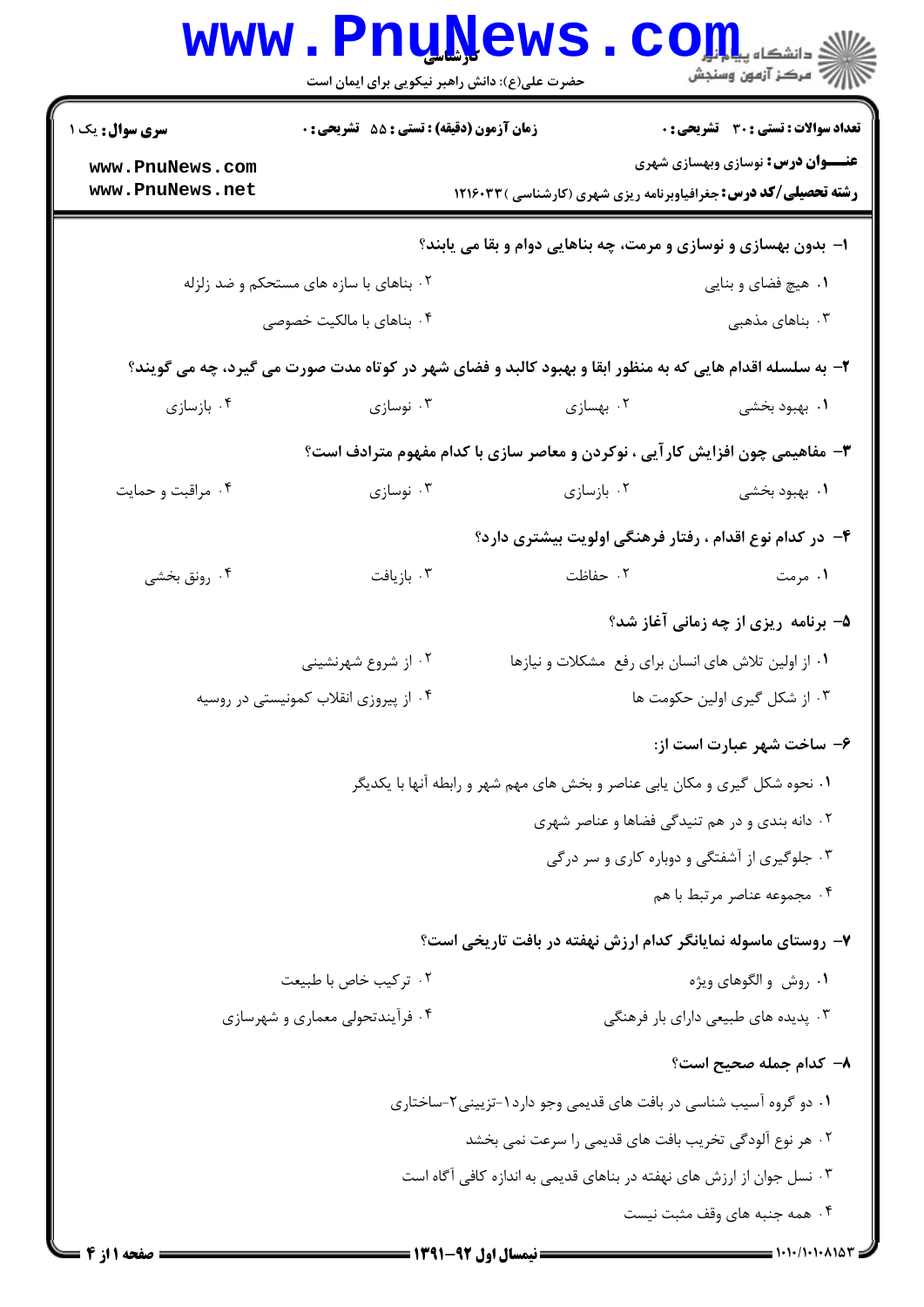**سری سوال:** یک ۱

**زمان آزمون (دقیقه) : تستی : ۵۵ تشریحی : ۰**

**تعداد سوالات : تستی : ۳۰ تشریحی : ۰**

**عنـــوان درس:** نوسازی وبهسازی شهری

**رشته تحصیلی/کد درس:** جغرافیاوبرنامه ریزی شهری (کارشناسی )۱۲۱۶۰۳۳

**۱- بدون بهسازی و نوسازی و مرمت، چه بناهایی دوام و بقا می یابند؟**

۱. هیچ فضای و بنایی

۲. بناهای با سازه های مستحکم و ضد زلزله

۳. بناهای مذهبی

۴. بناهای با مالکیت خصوصی

**۲- به سلسله اقدام هایی که به منظور ابقا و بهبود کالبد و فضای شهر در کوتاه مدت صورت می گیرد، چه می گویند؟**

۱. بهبود بخشی

۲. بهسازی

۳. نوسازی

۴. بازسازی

**۳- مفاهیمی چون افزایش کارآیی ، نوکردن و معاصر سازی با کدام مفهوم مترادف است؟**

۱. بهبود بخشی

۲. بازسازی

۳. نوسازی

۴. مراقبت و حمایت

**۴- در کدام نوع اقدام ، رفتار فرهنگی اولویت بیشتری دارد؟**

۱. مرمت

۲. حفاظت

۳. بازیافت

۴. رونق بخشی

**۵- برنامه ریزی از چه زمانی آغاز شد؟**

۱. از اولین تلاش های انسان برای رفع مشکلات و نیازها

۲. از شروع شهرنشینی

۳. از شکل گیری اولین حکومت ها

۴. از پیروزی انقلاب کمونیستی در روسیه

**۶- ساخت شهر عبارت است از:**

۱. نحوه شکل گیری و مکان یابی عناصر و بخش های مهم شهر و رابطه آنها با یکدیگر

۲. دانه بندی و در هم تنیدگی فضاها و عناصر شهری

۳. جلوگیری از آشفتگی و دوباره کاری و سر درگی

۴. مجموعه عناصر مرتبط با هم

**۷- روستای ماسوله نمایانگر کدام ارزش نهفته در بافت تاریخی است؟**

۱. روش و الگوهای ویژه

۲. ترکیب خاص با طبیعت

۳. پدیده های طبیعی دارای بار فرهنگی

۴. فرآیندتحولی معماری و شهرسازی

**۸- کدام جمله صحیح است؟**

۱. دو گروه آسیب شناسی در بافت های قدیمی وجو دارد۱-تزیینی۲-ساختاری

۲. هر نوع آلودگی تخریب بافت های قدیمی را سرعت نمی بخشد

۳. نسل جوان از ارزش های نهفته در بناهای قدیمی به اندازه کافی آگاه است

۴. همه جنبه های وقف مثبت نیست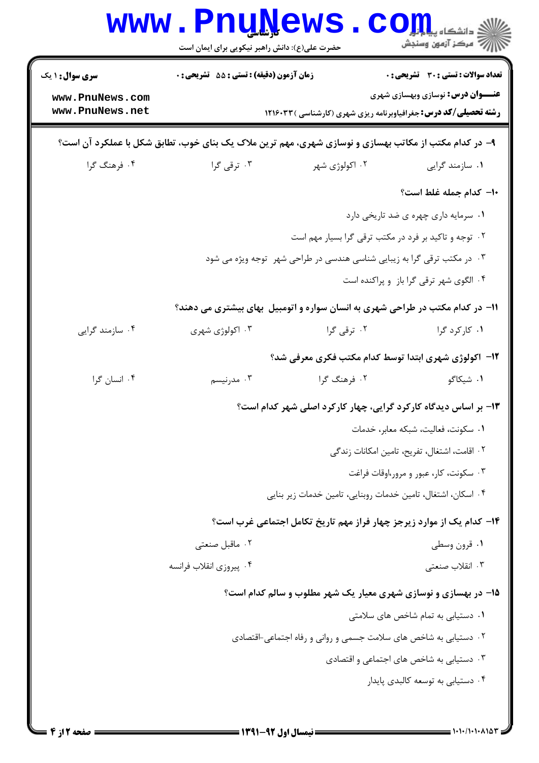۹- در کدام مکتب از مکاتب بهسازی و نوسازی شهری، مهم ترین ملاک یک بنای خوب، تطابق شکل با عملکرد آن است؟

۱. سازمند گرایی
۲. اکولوژی شهر
۳. ترقی گرا
۴. فرهنگ گرا

۱۰- کدام جمله غلط است؟

۱. سرمایه داری چهره ی ضد تاریخی دارد
۲. توجه و تاکید بر فرد در مکتب ترقی گرا بسیار مهم است
۳. در مکتب ترقی گرا به زیبایی شناسی هندسی در طراحی شهر توجه ویژه می شود
۴. الگوی شهر ترقی گرا باز و پراکنده است

۱۱- در کدام مکتب در طراحی شهری به انسان سواره و اتومبیل بهای بیشتری می دهند؟

۱. کارکرد گرا
۲. ترقی گرا
۳. اکولوژی شهری
۴. سازمند گرایی

۱۲- اکولوژی شهری ابتدا توسط کدام مکتب فکری معرفی شد؟

۱. شیکاگو
۲. فرهنگ گرا
۳. مدرنیسم
۴. انسان گرا

۱۳- بر اساس دیدگاه کارکرد گرایی، چهار کارکرد اصلی شهر کدام است؟

۱. سکونت، فعالیت، شبکه معابر، خدمات
۲. اقامت، اشتغال، تفریح، تامین امکانات زندگی
۳. سکونت، کار، عبور و مرور،اوقات فراغت
۴. اسکان، اشتغال، تامین خدمات روبنایی، تامین خدمات زیر بنایی

۱۴- کدام یک از موارد زیرجز چهار فراز مهم تاریخ تکامل اجتماعی غرب است؟

۱. قرون وسطی
۲. ماقبل صنعتی
۳. انقلاب صنعتی
۴. پیروزی انقلاب فرانسه

۱۵- در بهسازی و نوسازی شهری معیار یک شهر مطلوب و سالم کدام است؟

۱. دستیابی به تمام شاخص های سلامتی
۲. دستیابی به شاخص های سلامت جسمی و روانی و رفاه اجتماعی-اقتصادی
۳. دستیابی به شاخص های اجتماعی و اقتصادی
۴. دستیابی به توسعه کالبدی پایدار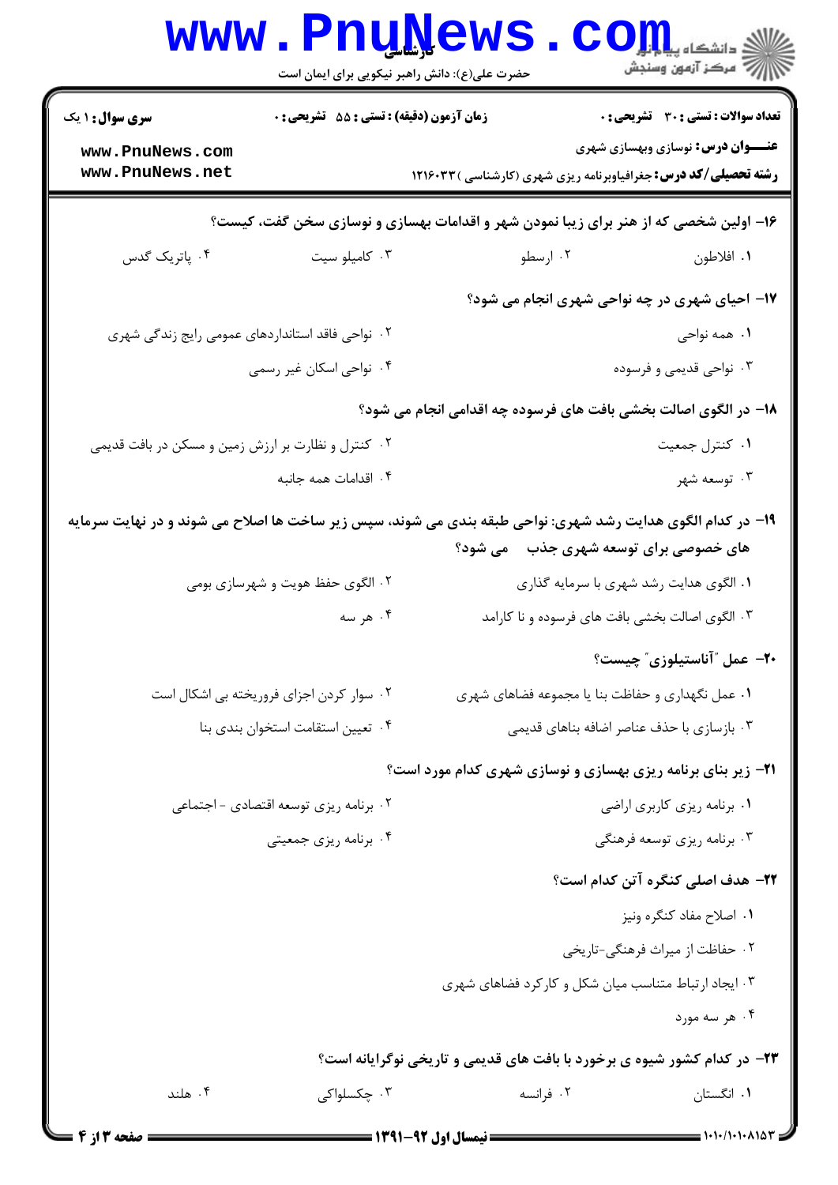**سری سوال:** ۱ یک

**زمان آزمون (دقیقه) : تستی :** ۵۵ **تشریحی :** ۰

**تعداد سوالات : تستی :** ۳۰ **تشریحی :** ۰

**عنـــوان درس:** نوسازی وبهسازی شهری

**رشته تحصیلی/کد درس:** جغرافیاوبرنامه ریزی شهری (کارشناسی )۱۲۱۶۰۳۳

**۱۶- اولین شخصی که از هنر برای زیبا نمودن شهر و اقدامات بهسازی و نوسازی سخن گفت، کیست؟**

۱. افلاطون
۲. ارسطو
۳. کامیلو سیت
۴. پاتریک گدس

**۱۷- احیای شهری در چه نواحی شهری انجام می شود؟**

۱. همه نواحی
۲. نواحی فاقد استانداردهای عمومی رایج زندگی شهری
۳. نواحی قدیمی و فرسوده
۴. نواحی اسکان غیر رسمی

**۱۸- در الگوی اصالت بخشی بافت های فرسوده چه اقدامی انجام می شود؟**

۱. کنترل جمعیت
۲. کنترل و نظارت بر ارزش زمین و مسکن در بافت قدیمی
۳. توسعه شهر
۴. اقدامات همه جانبه

**۱۹- در کدام الگوی هدایت رشد شهری: نواحی طبقه بندی می شوند، سپس زیر ساخت ها اصلاح می شوند و در نهایت سرمایه های خصوصی برای توسعه شهری جذب می شود؟**

۱. الگوی هدایت رشد شهری با سرمایه گذاری
۲. الگوی حفظ هویت و شهرسازی بومی
۳. الگوی اصالت بخشی بافت های فرسوده و نا کارامد
۴. هر سه

**۲۰- عمل "آناستیلوزی" چیست؟**

۱. عمل نگهداری و حفاظت بنا یا مجموعه فضاهای شهری
۲. سوار کردن اجزای فروریخته بی اشکال است
۳. بازسازی با حذف عناصر اضافه بناهای قدیمی
۴. تعیین استقامت استخوان بندی بنا

**۲۱- زیر بنای برنامه ریزی بهسازی و نوسازی شهری کدام مورد است؟**

۱. برنامه ریزی کاربری اراضی
۲. برنامه ریزی توسعه اقتصادی - اجتماعی
۳. برنامه ریزی توسعه فرهنگی
۴. برنامه ریزی جمعیتی

**۲۲- هدف اصلی کنگره آتن کدام است؟**

۱. اصلاح مفاد کنگره ونیز
۲. حفاظت از میراث فرهنگی-تاریخی
۳. ایجاد ارتباط متناسب میان شکل و کارکرد فضاهای شهری
۴. هر سه مورد

**۲۳- در کدام کشور شیوه ی برخورد با بافت های قدیمی و تاریخی نوگرایانه است؟**

۱. انگلستان
۲. فرانسه
۳. چکسلواکی
۴. هلند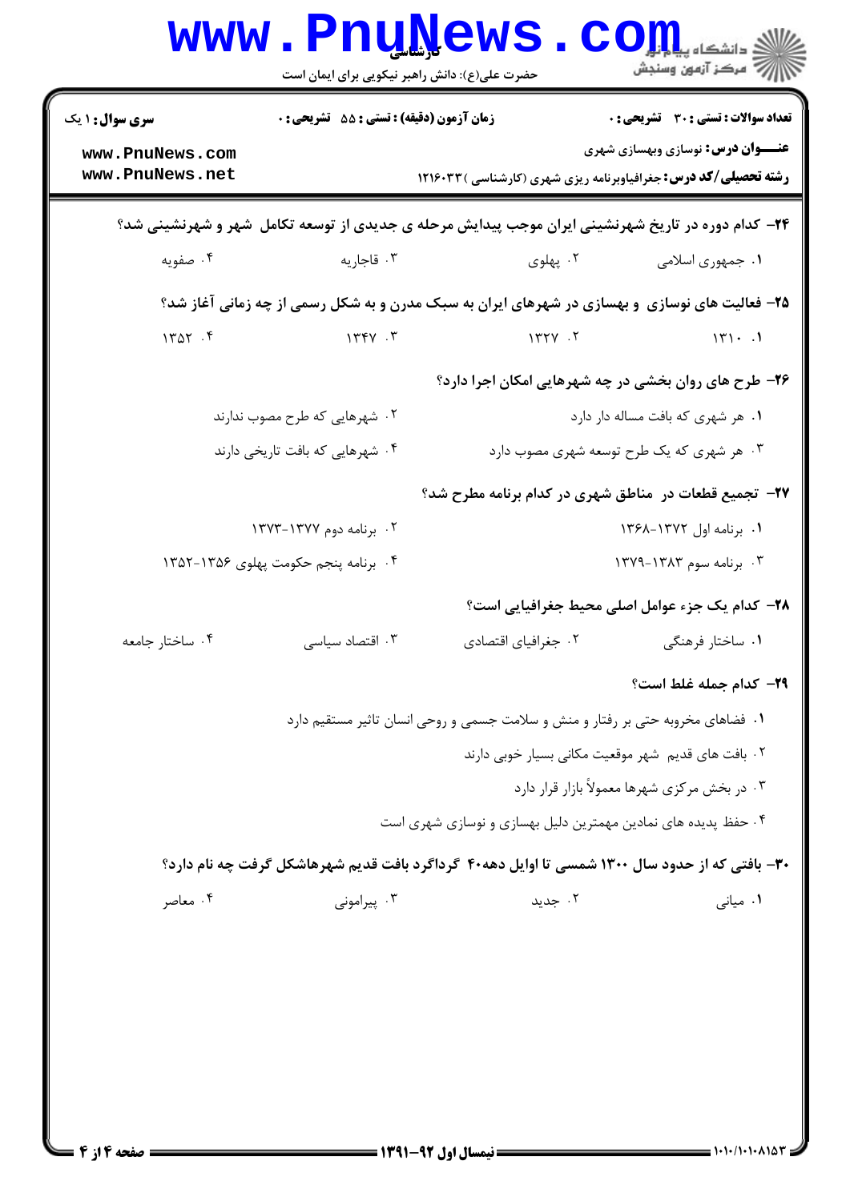۲۴- کدام دوره در تاریخ شهرنشینی ایران موجب پیدایش مرحله ی جدیدی از توسعه تکامل شهر و شهرنشینی شد؟

۱. جمهوری اسلامی
۲. پهلوی
۳. قاجاریه
۴. صفویه

۲۵- فعالیت های نوسازی و بهسازی در شهرهای ایران به سبک مدرن و به شکل رسمی از چه زمانی آغاز شد؟

۱. ۱۳۱۰
۲. ۱۳۲۷
۳. ۱۳۴۷
۴. ۱۳۵۲

۲۶- طرح های روان بخشی در چه شهرهایی امکان اجرا دارد؟

۱. هر شهری که بافت مساله دار دارد
۲. شهرهایی که طرح مصوب ندارند
۳. هر شهری که یک طرح توسعه شهری مصوب دارد
۴. شهرهایی که بافت تاریخی دارند

۲۷- تجمیع قطعات در مناطق شهری در کدام برنامه مطرح شد؟

۱. برنامه اول ۱۳۷۲-۱۳۶۸
۲. برنامه دوم ۱۳۷۷-۱۳۷۳
۳. برنامه سوم ۱۳۸۳-۱۳۷۹
۴. برنامه پنجم حکومت پهلوی ۱۳۵۶-۱۳۵۲

۲۸- کدام یک جزء عوامل اصلی محیط جغرافیایی است؟

۱. ساختار فرهنگی
۲. جغرافیای اقتصادی
۳. اقتصاد سیاسی
۴. ساختار جامعه

۲۹- کدام جمله غلط است؟

۱. فضاهای مخروبه حتی بر رفتار و منش و سلامت جسمی و روحی انسان تاثیر مستقیم دارد
۲. بافت های قدیم شهر موقعیت مکانی بسیار خوبی دارند
۳. در بخش مرکزی شهرها معمولاً بازار قرار دارد
۴. حفظ پدیده های نمادین مهمترین دلیل بهسازی و نوسازی شهری است

۳۰- بافتی که از حدود سال ۱۳۰۰ شمسی تا اوایل دهه۴۰ گرداگرد بافت قدیم شهرهاشکل گرفت چه نام دارد؟

۱. میانی
۲. جدید
۳. پیرامونی
۴. معاصر